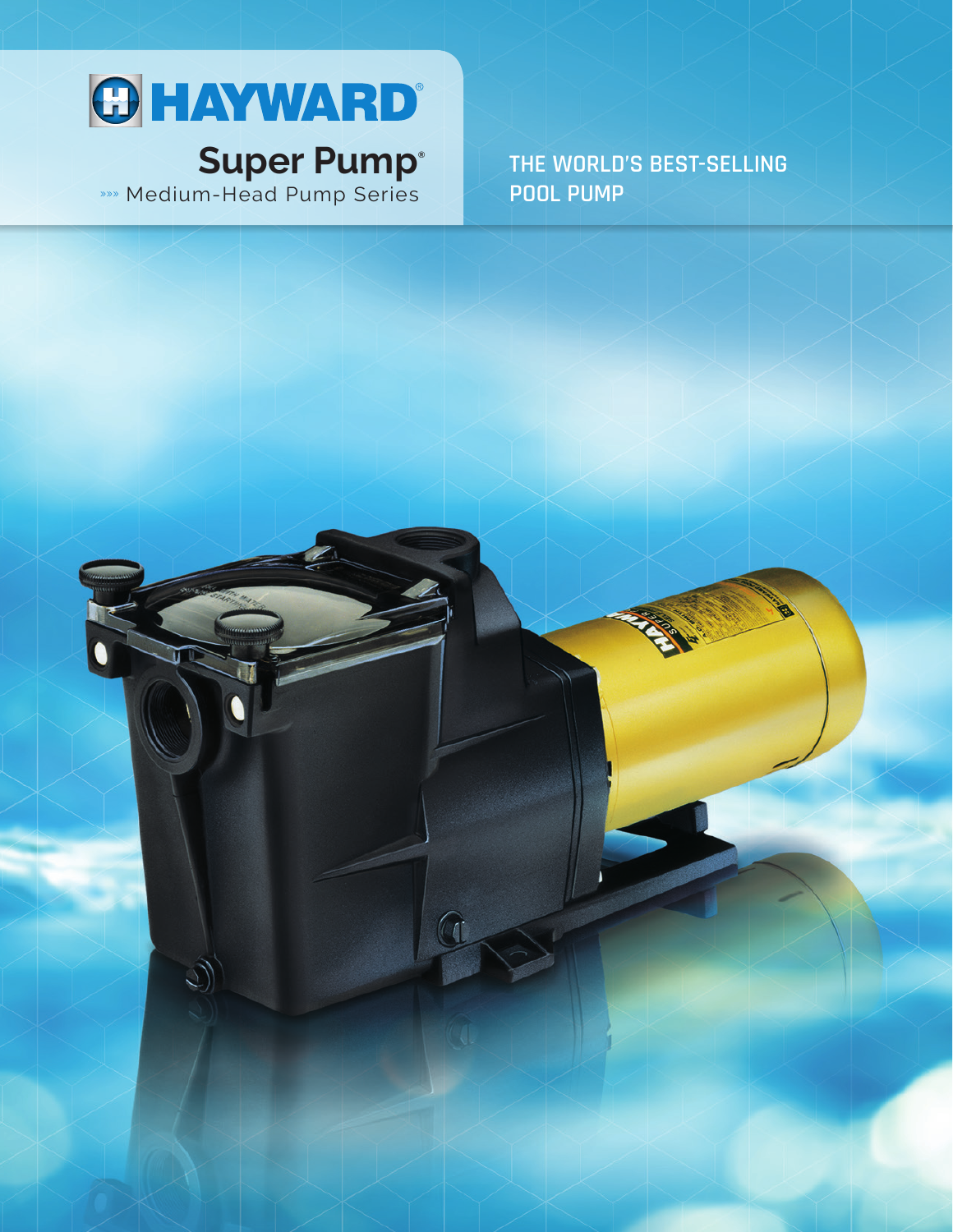# HAYWARD®

## Super Pump®

»»» Medium-Head Pump Series

THE WORLD'S BEST-SELLING POOL PUMP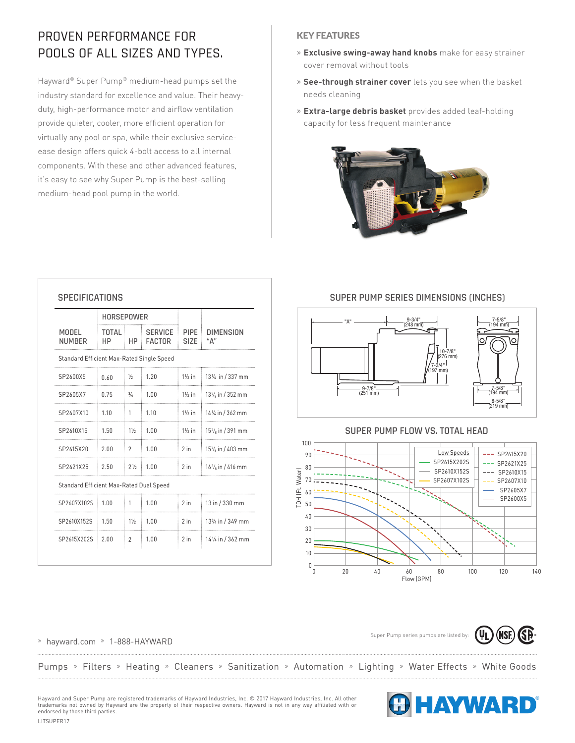# PROVEN PERFORMANCE FOR POOLS OF ALL SIZES AND TYPES.

Hayward® Super Pump® medium-head pumps set the industry standard for excellence and value. Their heavy-duty, high-performance motor and airflow ventilation provide quieter, cooler, more efficient operation for virtually any pool or spa, while their exclusive service-ease design offers quick 4-bolt access to all internal components. With these and other advanced features, it's easy to see why Super Pump is the best-selling medium-head pool pump in the world.

## KEY FEATURES

- **Exclusive swing-away hand knobs** make for easy strainer cover removal without tools
- **See-through strainer cover** lets you see when the basket needs cleaning
- **Extra-large debris basket** provides added leaf-holding capacity for less frequent maintenance

## SPECIFICATIONS

| MODEL NUMBER | HORSEPOWER TOTAL HP | HP | SERVICE FACTOR | PIPE SIZE | DIMENSION "A" |
|---|---|---|---|---|---|
| **Standard Efficient Max-Rated Single Speed** | | | | | |
| SP2600X5 | 0.60 | ½ | 1.20 | 1½ in | 13¼ in / 337 mm |
| SP2605X7 | 0.75 | ¾ | 1.00 | 1½ in | 13⅞ in / 352 mm |
| SP2607X10 | 1.10 | 1 | 1.10 | 1½ in | 14¼ in / 362 mm |
| SP2610X15 | 1.50 | 1½ | 1.00 | 1½ in | 15⅜ in / 391 mm |
| SP2615X20 | 2.00 | 2 | 1.00 | 2 in | 15⅞ in / 403 mm |
| SP2621X25 | 2.50 | 2½ | 1.00 | 2 in | 16⅜ in / 416 mm |
| **Standard Efficient Max-Rated Dual Speed** | | | | | |
| SP2607X102S | 1.00 | 1 | 1.00 | 2 in | 13 in / 330 mm |
| SP2610X152S | 1.50 | 1½ | 1.00 | 2 in | 13¾ in / 349 mm |
| SP2615X202S | 2.00 | 2 | 1.00 | 2 in | 14¼ in / 362 mm |

## SUPER PUMP SERIES DIMENSIONS (INCHES)

"A"
9-3/4" (248 mm)
10-7/8" (276 mm)
7-3/4" (197 mm)
9-7/8" (251 mm)
7-5/8" (194 mm)
7-5/8" (194 mm)
8-5/8" (219 mm)

## SUPER PUMP FLOW VS. TOTAL HEAD

TDH (Ft. Water)
Flow (GPM)
0, 10, 20, 30, 40, 50, 60, 70, 80, 90, 100
0, 20, 40, 60, 80, 100, 120, 140

Low Speeds
SP2615X202S
SP2610X152S
SP2607X102S

SP2615X20
SP2621X25
SP2610X15
SP2607X10
SP2605X7
SP2600X5

» hayward.com » 1-888-HAYWARD

Super Pump series pumps are listed by: UL NSF SP

Pumps » Filters » Heating » Cleaners » Sanitization » Automation » Lighting » Water Effects » White Goods

Hayward and Super Pump are registered trademarks of Hayward Industries, Inc. © 2017 Hayward Industries, Inc. All other trademarks not owned by Hayward are the property of their respective owners. Hayward is not in any way affiliated with or endorsed by those third parties.

LITSUPER17

HAYWARD®